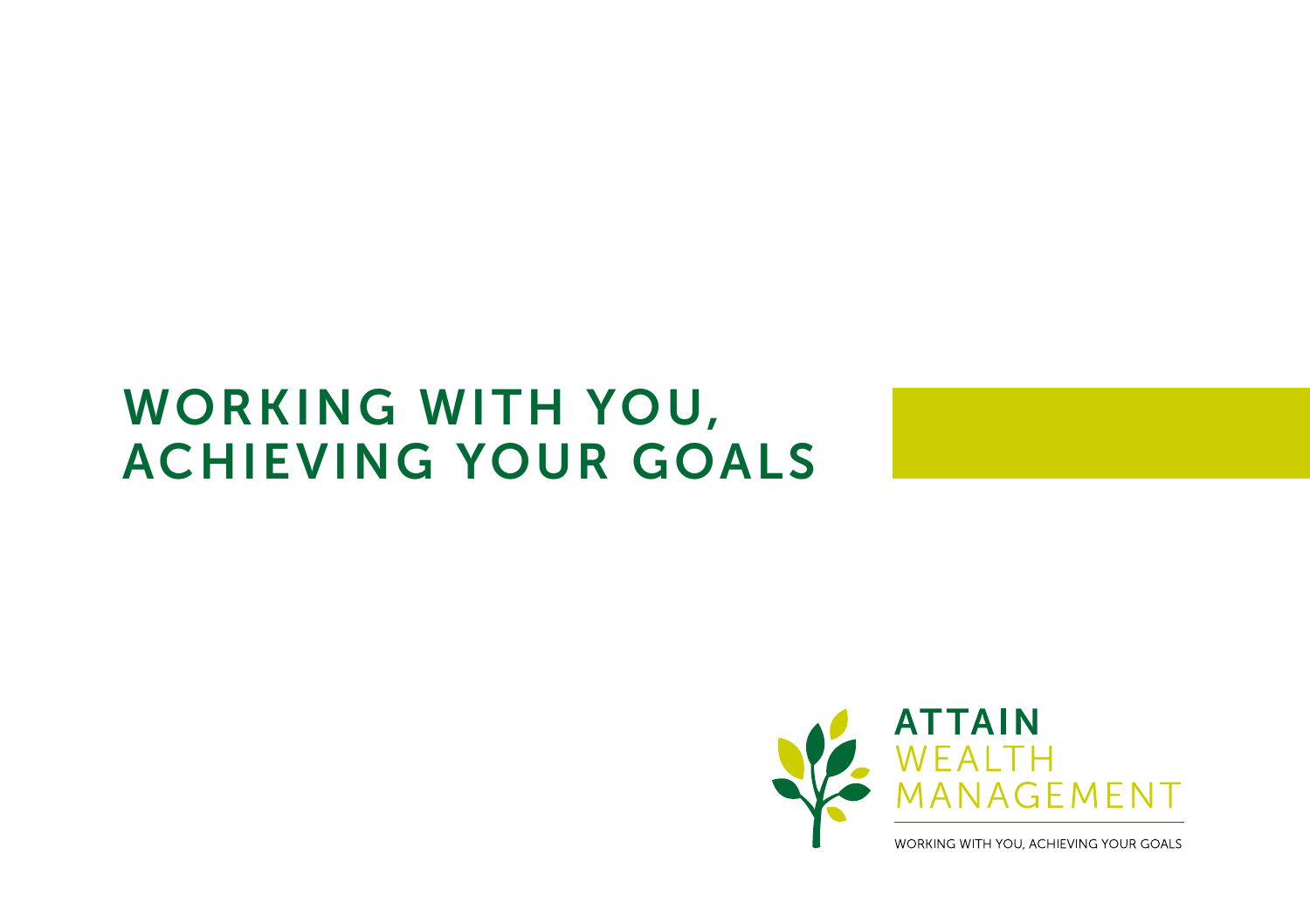# WORKING WITH YOU, ACHIEVING YOUR GOALS

ATTAIN
WEALTH
MANAGEMENT

WORKING WITH YOU, ACHIEVING YOUR GOALS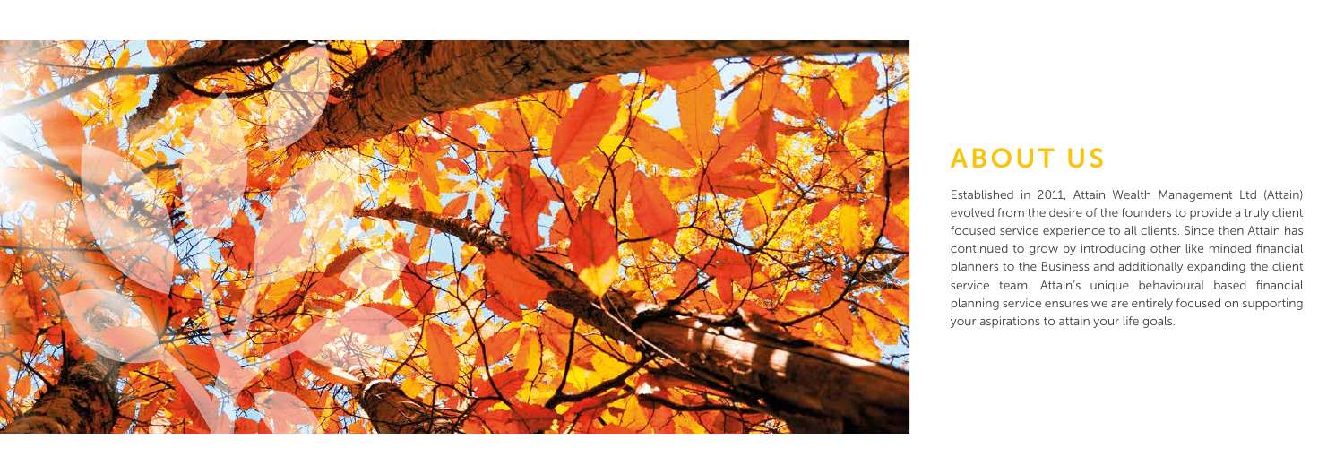## ABOUT US

Established in 2011, Attain Wealth Management Ltd (Attain) evolved from the desire of the founders to provide a truly client focused service experience to all clients. Since then Attain has continued to grow by introducing other like minded financial planners to the Business and additionally expanding the client service team. Attain's unique behavioural based financial planning service ensures we are entirely focused on supporting your aspirations to attain your life goals.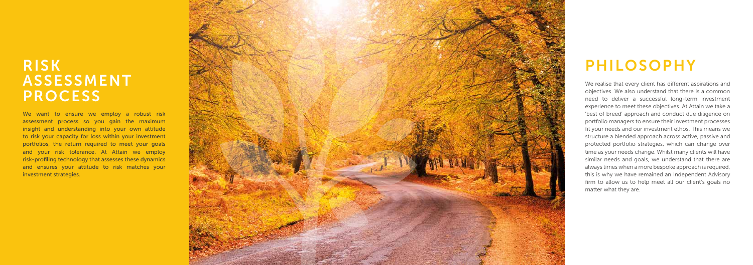## RISK ASSESSMENT PROCESS

We want to ensure we employ a robust risk assessment process so you gain the maximum insight and understanding into your own attitude to risk your capacity for loss within your investment portfolios, the return required to meet your goals and your risk tolerance. At Attain we employ risk-profiling technology that assesses these dynamics and ensures your attitude to risk matches your investment strategies.

## PHILOSOPHY

We realise that every client has different aspirations and objectives. We also understand that there is a common need to deliver a successful long-term investment experience to meet these objectives. At Attain we take a 'best of breed' approach and conduct due diligence on portfolio managers to ensure their investment processes fit your needs and our investment ethos. This means we structure a blended approach across active, passive and protected portfolio strategies, which can change over time as your needs change. Whilst many clients will have similar needs and goals, we understand that there are always times when a more bespoke approach is required, this is why we have remained an Independent Advisory firm to allow us to help meet all our client's goals no matter what they are.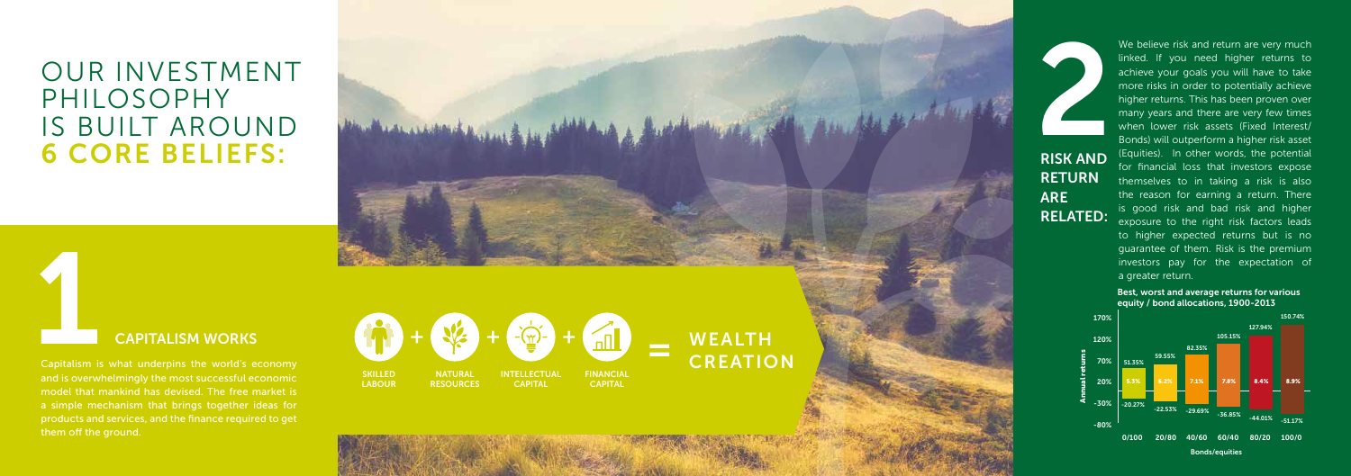# OUR INVESTMENT PHILOSOPHY IS BUILT AROUND 6 CORE BELIEFS:

## 1 CAPITALISM WORKS

Capitalism is what underpins the world's economy and is overwhelmingly the most successful economic model that mankind has devised. The free market is a simple mechanism that brings together ideas for products and services, and the finance required to get them off the ground.

SKILLED LABOUR + NATURAL RESOURCES + INTELLECTUAL CAPITAL + FINANCIAL CAPITAL = WEALTH CREATION

## 2 RISK AND RETURN ARE RELATED:

We believe risk and return are very much linked. If you need higher returns to achieve your goals you will have to take more risks in order to potentially achieve higher returns. This has been proven over many years and there are very few times when lower risk assets (Fixed Interest/ Bonds) will outperform a higher risk asset (Equities). In other words, the potential for financial loss that investors expose themselves to in taking a risk is also the reason for earning a return. There is good risk and bad risk and higher exposure to the right risk factors leads to higher expected returns but is no guarantee of them. Risk is the premium investors pay for the expectation of a greater return.

**Best, worst and average returns for various equity / bond allocations, 1900-2013**

| Bonds/equities | Best | Average | Worst |
|---|---|---|---|
| 0/100 | 51.35% | 5.3% | -20.27% |
| 20/80 | 59.55% | 6.2% | -22.53% |
| 40/60 | 82.35% | 7.1% | -29.69% |
| 60/40 | 105.15% | 7.8% | -36.85% |
| 80/20 | 127.94% | 8.4% | -44.01% |
| 100/0 | 150.74% | 8.9% | -51.17% |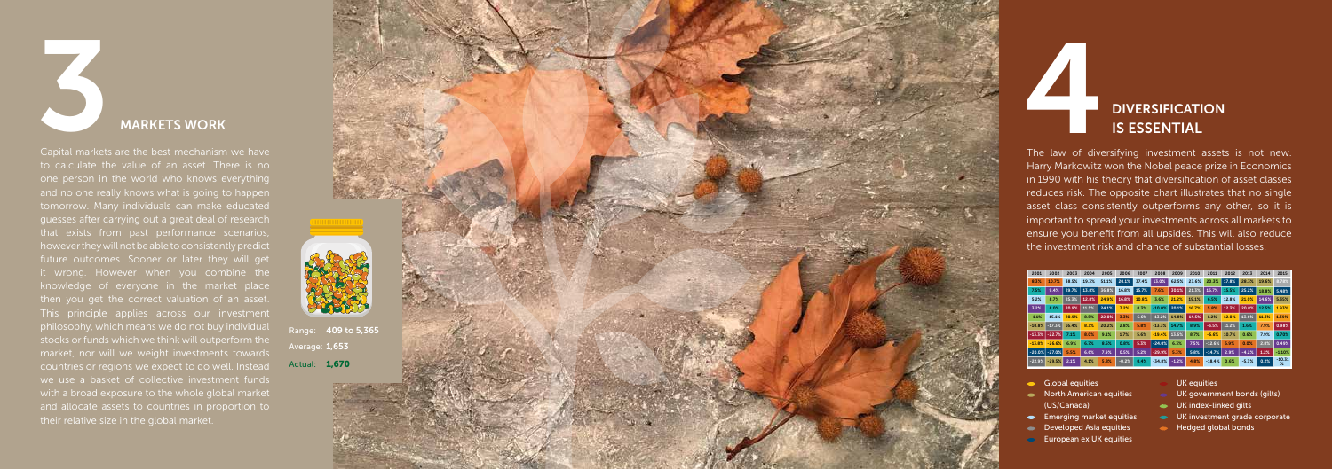# 3

## MARKETS WORK

Capital markets are the best mechanism we have to calculate the value of an asset. There is no one person in the world who knows everything and no one really knows what is going to happen tomorrow. Many individuals can make educated guesses after carrying out a great deal of research that exists from past performance scenarios, however they will not be able to consistently predict future outcomes. Sooner or later they will get it wrong. However when you combine the knowledge of everyone in the market place then you get the correct valuation of an asset. This principle applies across our investment philosophy, which means we do not buy individual stocks or funds which we think will outperform the market, nor will we weight investments towards countries or regions we expect to do well. Instead we use a basket of collective investment funds with a broad exposure to the whole global market and allocate assets to countries in proportion to their relative size in the global market.

Range: **409 to 5,365**

Average: **1,653**

Actual: **1,670**

# 4

## DIVERSIFICATION IS ESSENTIAL

The law of diversifying investment assets is not new. Harry Markowitz won the Nobel peace prize in Economics in 1990 with his theory that diversification of asset classes reduces risk. The opposite chart illustrates that no single asset class consistently outperforms any other, so it is important to spread your investments across all markets to ensure you benefit from all upsides. This will also reduce the investment risk and chance of substantial losses.

| 2001 | 2002 | 2003 | 2004 | 2005 | 2006 | 2007 | 2008 | 2009 | 2010 | 2011 | 2012 | 2013 | 2014 | 2015 |
|---|---|---|---|---|---|---|---|---|---|---|---|---|---|---|
| 8.3% | 10.7% | 38.5% | 19.3% | 51.1% | 20.1% | 37.4% | 12.0% | 62.5% | 23.6% | 20.3% | 17.8% | 28.3% | 19.6% | 6.7% |
| 7.5% | 9.4% | 29.7% | 13.8% | 36.8% | 16.8% | 15.7% | 7.6% | 30.1% | 21.3% | 16.7% | 15.1% | 25.2% | 18.8% | 5.48% |
| 5.2% | 8.7% | 21.3% | 12.8% | 24.9% | 16.6% | 10.6% | 3.6% | 21.2% | 19.1% | 6.5% | 12.8% | 21.0% | 14.6% | 5.95% |
| 3.2% | 8.0% | 20.6% | 11.5% | 24.1% | 7.2% | 8.3% | -18.0% | 20.1% | 16.7% | 5.8% | 12.3% | 20.8% | 12.5% | 1.93% |
| -1.1% | -15.1% | 20.9% | 8.5% | 22.0% | 3.3% | 6.6% | -13.2% | 14.8% | 14.5% | 5.2% | 12.0% | 12.6% | 11.1% | 1.26% |
| -10.8% | -17.1% | 16.4% | 8.3% | 20.2% | 2.8% | 5.8% | -13.3% | 14.7% | 8.9% | -3.5% | 11.2% | 1.6% | 7.9% | 0.98% |
| -13.3% | -22.7% | 7.1% | 8.0% | 9.3% | 1.7% | 5.6% | -19.4% | 13.6% | 8.7% | -6.4% | 10.7% | 0.6% | 7.6% | 0.79% |
| -13.8% | -26.6% | 6.9% | 6.7% | 9.5% | 0.8% | 5.3% | -24.0% | 6.3% | 7.5% | -12.6% | 5.9% | 0.0% | 2.8% | 0.49% |
| -20.0% | -27.0% | 3.5% | 6.6% | 7.6% | 0.5% | 5.2% | -29.9% | 5.3% | 5.8% | -14.7% | 2.9% | -4.2% | 1.2% | -1.10% |
| -22.9% | -29.5% | 2.1% | 4.1% | 5.8% | -0.2% | 3.4% | -34.8% | -1.2% | 4.8% | -18.4% | 0.6% | -5.3% | 0.2% | -10.31% |

- Global equities
- North American equities (US/Canada)
- Emerging market equities
- Developed Asia equities
- European ex UK equities
- UK equities
- UK government bonds (gilts)
- UK index-linked gilts
- UK investment grade corporate
- Hedged global bonds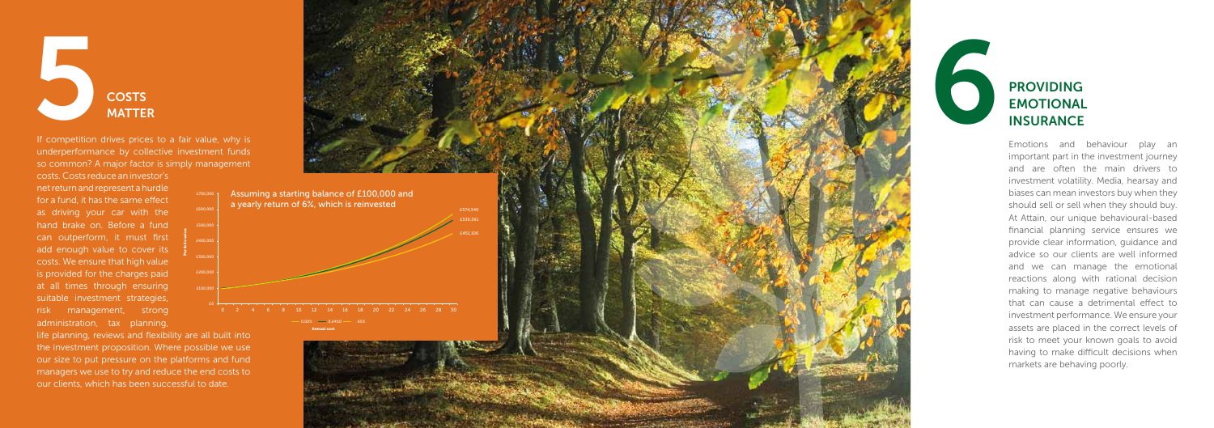# 5 COSTS MATTER

If competition drives prices to a fair value, why is underperformance by collective investment funds so common? A major factor is simply management costs. Costs reduce an investor's net return and represent a hurdle for a fund, it has the same effect as driving your car with the hand brake on. Before a fund can outperform, it must first add enough value to cover its costs. We ensure that high value is provided for the charges paid at all times through ensuring suitable investment strategies, risk management, strong administration, tax planning, life planning, reviews and flexibility are all built into the investment proposition. Where possible we use our size to put pressure on the platforms and fund managers we use to try and reduce the end costs to our clients, which has been successful to date.

Assuming a starting balance of £100,000 and a yearly return of 6%, which is reinvested

£574,349

£538,551

£451,106

Annual cost: 0.00% — 0.24% — .65%

# 6 PROVIDING EMOTIONAL INSURANCE

Emotions and behaviour play an important part in the investment journey and are often the main drivers to investment volatility. Media, hearsay and biases can mean investors buy when they should sell or sell when they should buy. At Attain, our unique behavioural-based financial planning service ensures we provide clear information, guidance and advice so our clients are well informed and we can manage the emotional reactions along with rational decision making to manage negative behaviours that can cause a detrimental effect to investment performance. We ensure your assets are placed in the correct levels of risk to meet your known goals to avoid having to make difficult decisions when markets are behaving poorly.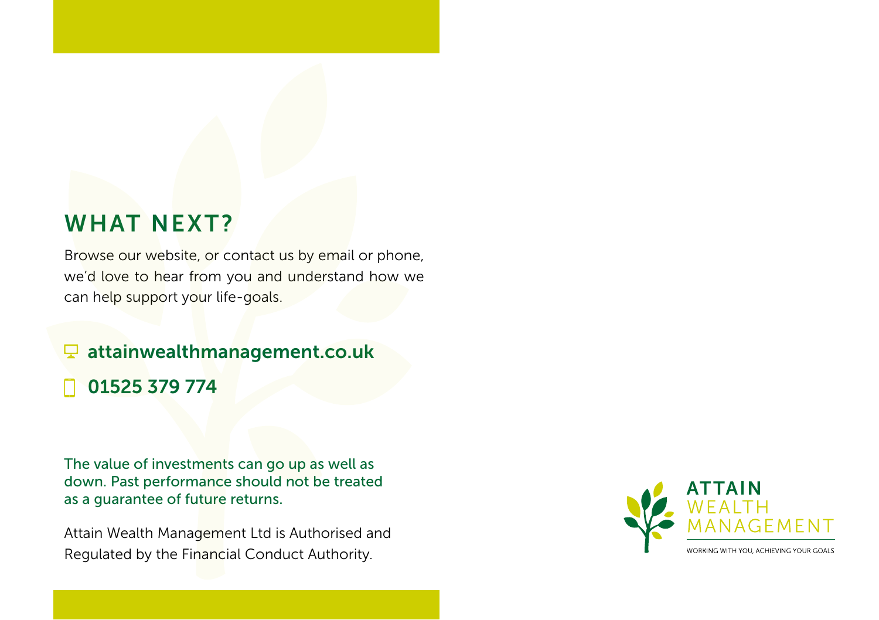## WHAT NEXT?

Browse our website, or contact us by email or phone, we'd love to hear from you and understand how we can help support your life-goals.

**attainwealthmanagement.co.uk**

**01525 379 774**

The value of investments can go up as well as down. Past performance should not be treated as a guarantee of future returns.

Attain Wealth Management Ltd is Authorised and Regulated by the Financial Conduct Authority.

ATTAIN WEALTH MANAGEMENT

WORKING WITH YOU, ACHIEVING YOUR GOALS